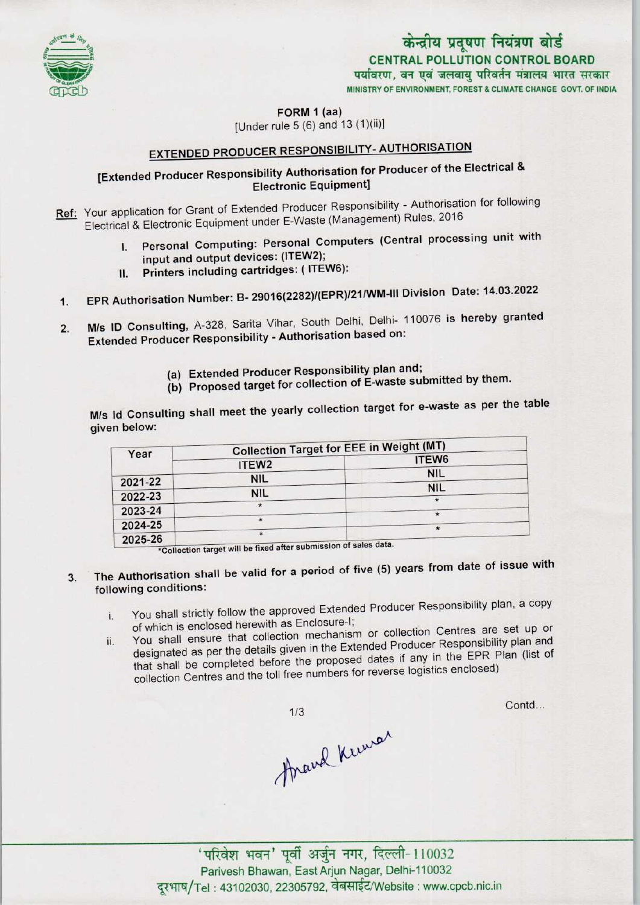केन्द्रीय प्रदूषण नियंत्रण बोर्ड
**CENTRAL POLLUTION CONTROL BOARD**
पर्यावरण, वन एवं जलवायु परिवर्तन मंत्रालय भारत सरकार
MINISTRY OF ENVIRONMENT, FOREST & CLIMATE CHANGE GOVT. OF INDIA

**FORM 1 (aa)**
[Under rule 5 (6) and 13 (1)(ii)]

## EXTENDED PRODUCER RESPONSIBILITY- AUTHORISATION

**[Extended Producer Responsibility Authorisation for Producer of the Electrical & Electronic Equipment]**

Ref: Your application for Grant of Extended Producer Responsibility - Authorisation for following Electrical & Electronic Equipment under E-Waste (Management) Rules, 2016

I. Personal Computing: Personal Computers (Central processing unit with input and output devices: (ITEW2);
II. Printers including cartridges: ( ITEW6):

1. EPR Authorisation Number: B- 29016(2282)/(EPR)/21/WM-III Division Date: 14.03.2022

2. M/s ID Consulting, A-328, Sarita Vihar, South Delhi, Delhi- 110076 is hereby granted Extended Producer Responsibility - Authorisation based on:

   (a) Extended Producer Responsibility plan and;
   (b) Proposed target for collection of E-waste submitted by them.

M/s Id Consulting shall meet the yearly collection target for e-waste as per the table given below:

| Year | Collection Target for EEE in Weight (MT) | |
|---|---|---|
| | ITEW2 | ITEW6 |
| 2021-22 | NIL | NIL |
| 2022-23 | NIL | NIL |
| 2023-24 | * | * |
| 2024-25 | * | * |
| 2025-26 | * | * |

*Collection target will be fixed after submission of sales data.

3. The Authorisation shall be valid for a period of five (5) years from date of issue with following conditions:

   i. You shall strictly follow the approved Extended Producer Responsibility plan, a copy of which is enclosed herewith as Enclosure-I;
   ii. You shall ensure that collection mechanism or collection Centres are set up or designated as per the details given in the Extended Producer Responsibility plan and that shall be completed before the proposed dates if any in the EPR Plan (list of collection Centres and the toll free numbers for reverse logistics enclosed)

Contd...

Anand Kumar

'परिवेश भवन' पूर्वी अर्जुन नगर, दिल्ली-110032
Parivesh Bhawan, East Arjun Nagar, Delhi-110032
दूरभाष/Tel : 43102030, 22305792, वेबसाईट/Website : www.cpcb.nic.in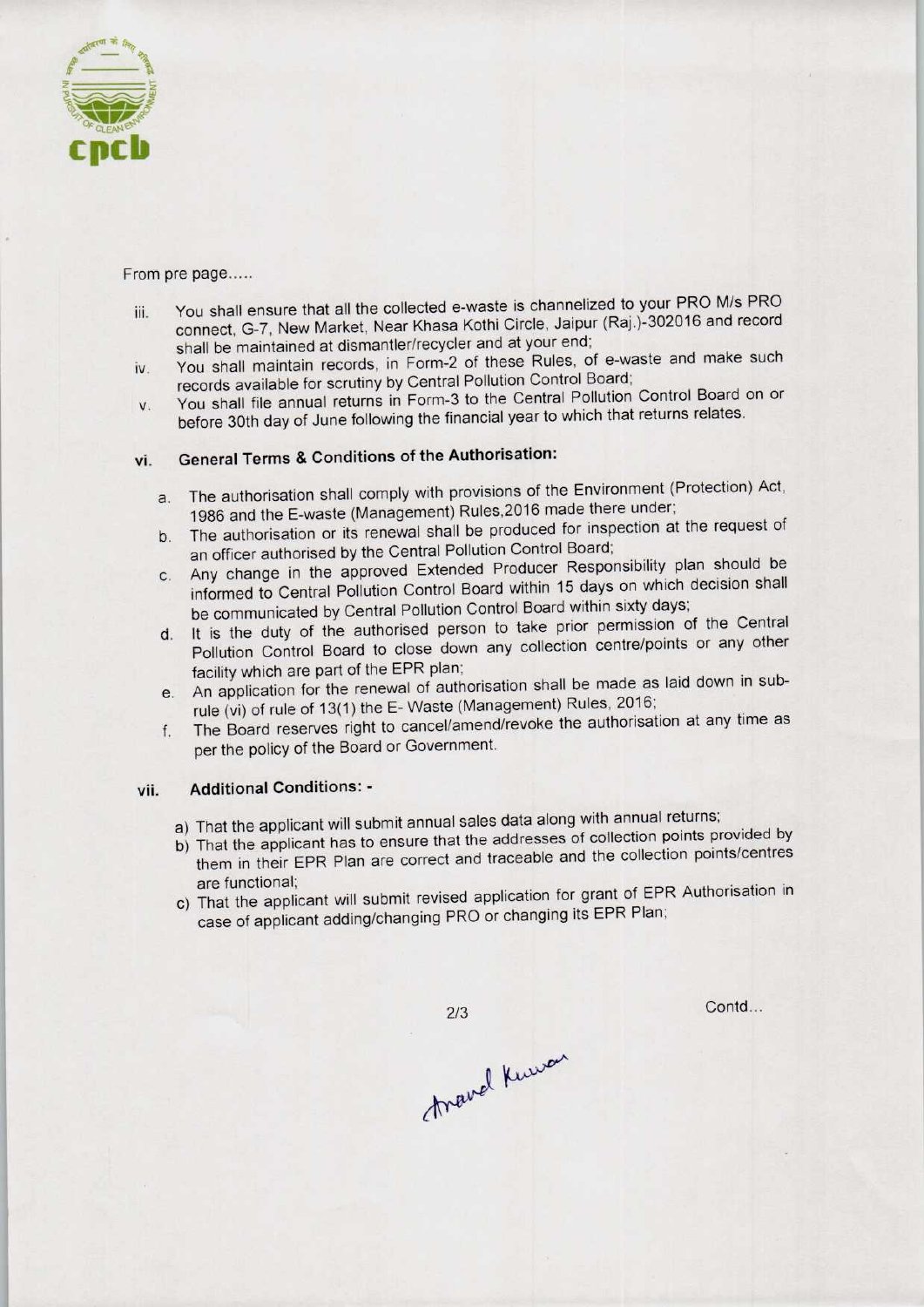From pre page.....

iii. You shall ensure that all the collected e-waste is channelized to your PRO M/s PRO connect, G-7, New Market, Near Khasa Kothi Circle, Jaipur (Raj.)-302016 and record shall be maintained at dismantler/recycler and at your end;

iv. You shall maintain records, in Form-2 of these Rules, of e-waste and make such records available for scrutiny by Central Pollution Control Board;

v. You shall file annual returns in Form-3 to the Central Pollution Control Board on or before 30th day of June following the financial year to which that returns relates.

vi. **General Terms & Conditions of the Authorisation:**

a. The authorisation shall comply with provisions of the Environment (Protection) Act, 1986 and the E-waste (Management) Rules,2016 made there under;

b. The authorisation or its renewal shall be produced for inspection at the request of an officer authorised by the Central Pollution Control Board;

c. Any change in the approved Extended Producer Responsibility plan should be informed to Central Pollution Control Board within 15 days on which decision shall be communicated by Central Pollution Control Board within sixty days;

d. It is the duty of the authorised person to take prior permission of the Central Pollution Control Board to close down any collection centre/points or any other facility which are part of the EPR plan;

e. An application for the renewal of authorisation shall be made as laid down in sub-rule (vi) of rule of 13(1) the E- Waste (Management) Rules, 2016;

f. The Board reserves right to cancel/amend/revoke the authorisation at any time as per the policy of the Board or Government.

vii. **Additional Conditions: -**

a) That the applicant will submit annual sales data along with annual returns;

b) That the applicant has to ensure that the addresses of collection points provided by them in their EPR Plan are correct and traceable and the collection points/centres are functional;

c) That the applicant will submit revised application for grant of EPR Authorisation in case of applicant adding/changing PRO or changing its EPR Plan;

Contd...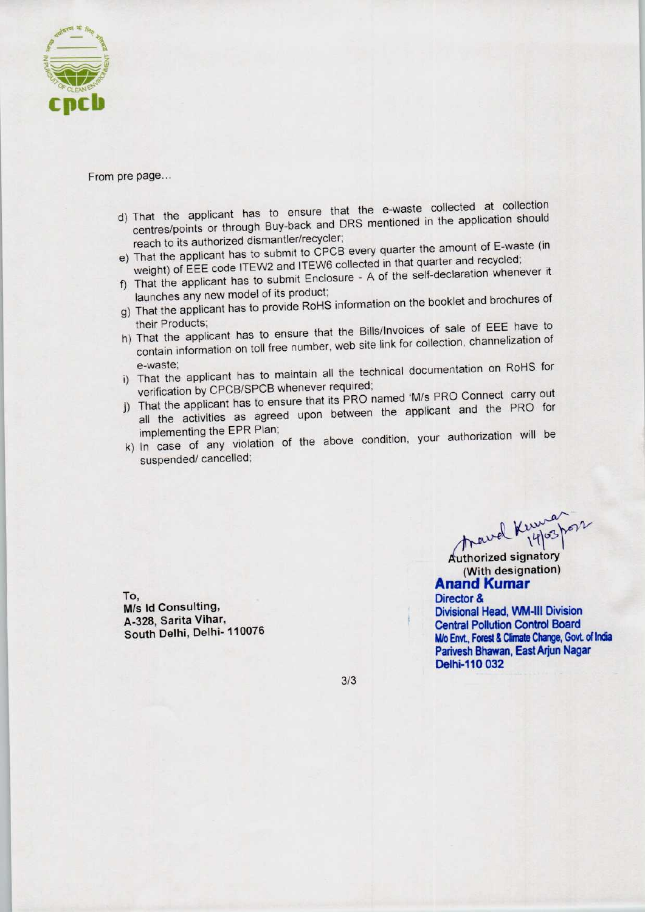From pre page...

d) That the applicant has to ensure that the e-waste collected at collection centres/points or through Buy-back and DRS mentioned in the application should reach to its authorized dismantler/recycler;
e) That the applicant has to submit to CPCB every quarter the amount of E-waste (in weight) of EEE code ITEW2 and ITEW6 collected in that quarter and recycled;
f) That the applicant has to submit Enclosure - A of the self-declaration whenever it launches any new model of its product;
g) That the applicant has to provide RoHS information on the booklet and brochures of their Products;
h) That the applicant has to ensure that the Bills/Invoices of sale of EEE have to contain information on toll free number, web site link for collection, channelization of e-waste;
i) That the applicant has to maintain all the technical documentation on RoHS for verification by CPCB/SPCB whenever required;
j) That the applicant has to ensure that its PRO named 'M/s PRO Connect carry out all the activities as agreed upon between the applicant and the PRO for implementing the EPR Plan;
k) In case of any violation of the above condition, your authorization will be suspended/ cancelled;

Anand Kumar 14/03/2022

Authorized signatory
(With designation)
**Anand Kumar**
Director &
Divisional Head, WM-III Division
Central Pollution Control Board
M/o Envt., Forest & Climate Change, Govt. of India
Parivesh Bhawan, East Arjun Nagar
Delhi-110 032

To,
M/s Id Consulting,
A-328, Sarita Vihar,
South Delhi, Delhi- 110076